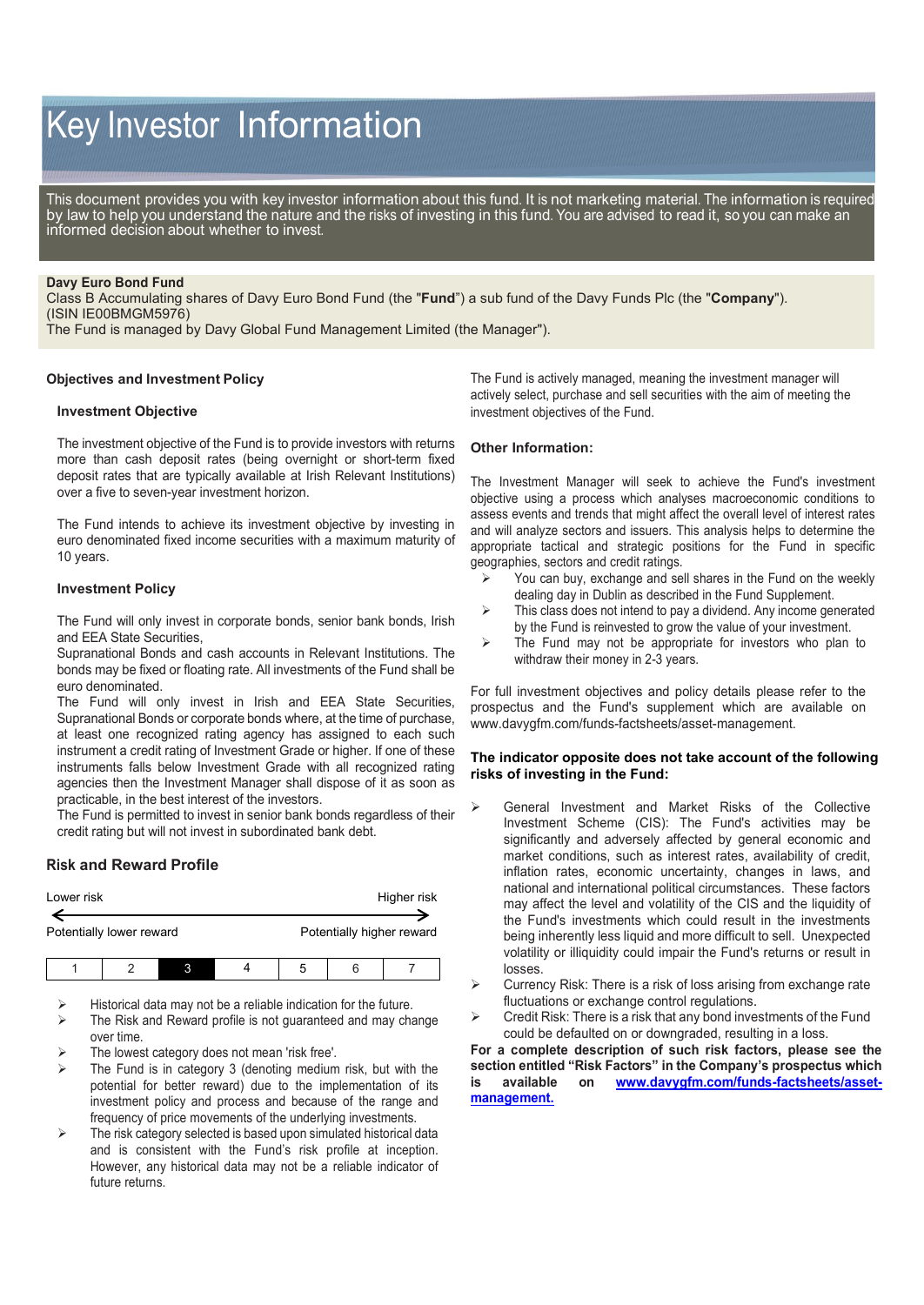# Key Investor Information

This document provides you with key investor information about this fund. It is not marketing material. The information is required by law to help you understand the nature and the risks of investing in this fund. You are advised to read it, so you can make an informed decision about whether to invest.

**Davy Euro Bond Fund**
Class B Accumulating shares of Davy Euro Bond Fund (the "**Fund**") a sub fund of the Davy Funds Plc (the "**Company**"). (ISIN IE00BMGM5976)
The Fund is managed by Davy Global Fund Management Limited (the Manager").

## Objectives and Investment Policy

### Investment Objective

The investment objective of the Fund is to provide investors with returns more than cash deposit rates (being overnight or short-term fixed deposit rates that are typically available at Irish Relevant Institutions) over a five to seven-year investment horizon.

The Fund intends to achieve its investment objective by investing in euro denominated fixed income securities with a maximum maturity of 10 years.

### Investment Policy

The Fund will only invest in corporate bonds, senior bank bonds, Irish and EEA State Securities,
Supranational Bonds and cash accounts in Relevant Institutions. The bonds may be fixed or floating rate. All investments of the Fund shall be euro denominated.
The Fund will only invest in Irish and EEA State Securities, Supranational Bonds or corporate bonds where, at the time of purchase, at least one recognized rating agency has assigned to each such instrument a credit rating of Investment Grade or higher. If one of these instruments falls below Investment Grade with all recognized rating agencies then the Investment Manager shall dispose of it as soon as practicable, in the best interest of the investors.
The Fund is permitted to invest in senior bank bonds regardless of their credit rating but will not invest in subordinated bank debt.

The Fund is actively managed, meaning the investment manager will actively select, purchase and sell securities with the aim of meeting the investment objectives of the Fund.

### Other Information:

The Investment Manager will seek to achieve the Fund's investment objective using a process which analyses macroeconomic conditions to assess events and trends that might affect the overall level of interest rates and will analyze sectors and issuers. This analysis helps to determine the appropriate tactical and strategic positions for the Fund in specific geographies, sectors and credit ratings.

- You can buy, exchange and sell shares in the Fund on the weekly dealing day in Dublin as described in the Fund Supplement.
- This class does not intend to pay a dividend. Any income generated by the Fund is reinvested to grow the value of your investment.
- The Fund may not be appropriate for investors who plan to withdraw their money in 2-3 years.

For full investment objectives and policy details please refer to the prospectus and the Fund's supplement which are available on www.davygfm.com/funds-factsheets/asset-management.

## Risk and Reward Profile

| Lower risk | | | | | | Higher risk |
|---|---|---|---|---|---|---|
| Potentially lower reward | | | | | | Potentially higher reward |
| 1 | 2 | **3** | 4 | 5 | 6 | 7 |

- Historical data may not be a reliable indication for the future.
- The Risk and Reward profile is not guaranteed and may change over time.
- The lowest category does not mean 'risk free'.
- The Fund is in category 3 (denoting medium risk, but with the potential for better reward) due to the implementation of its investment policy and process and because of the range and frequency of price movements of the underlying investments.
- The risk category selected is based upon simulated historical data and is consistent with the Fund's risk profile at inception. However, any historical data may not be a reliable indicator of future returns.

**The indicator opposite does not take account of the following risks of investing in the Fund:**

- General Investment and Market Risks of the Collective Investment Scheme (CIS): The Fund's activities may be significantly and adversely affected by general economic and market conditions, such as interest rates, availability of credit, inflation rates, economic uncertainty, changes in laws, and national and international political circumstances. These factors may affect the level and volatility of the CIS and the liquidity of the Fund's investments which could result in the investments being inherently less liquid and more difficult to sell. Unexpected volatility or illiquidity could impair the Fund's returns or result in losses.
- Currency Risk: There is a risk of loss arising from exchange rate fluctuations or exchange control regulations.
- Credit Risk: There is a risk that any bond investments of the Fund could be defaulted on or downgraded, resulting in a loss.

**For a complete description of such risk factors, please see the section entitled "Risk Factors" in the Company's prospectus which is available on [www.davygfm.com/funds-factsheets/asset-management.](www.davygfm.com/funds-factsheets/asset-management)**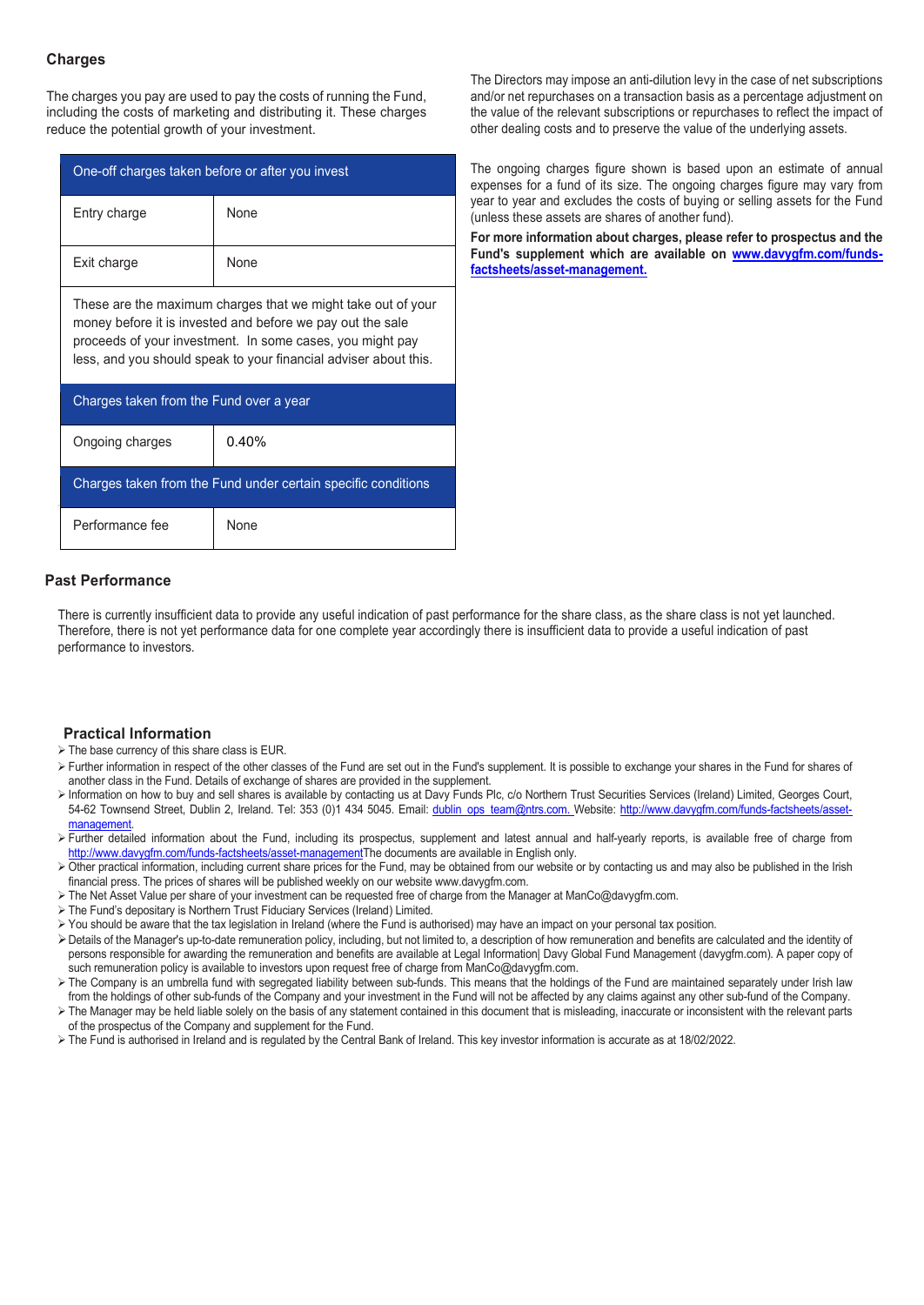## Charges

The charges you pay are used to pay the costs of running the Fund, including the costs of marketing and distributing it. These charges reduce the potential growth of your investment.

| One-off charges taken before or after you invest | |
|---|---|
| Entry charge | None |
| Exit charge | None |
| These are the maximum charges that we might take out of your money before it is invested and before we pay out the sale proceeds of your investment. In some cases, you might pay less, and you should speak to your financial adviser about this. | |
| **Charges taken from the Fund over a year** | |
| Ongoing charges | 0.40% |
| **Charges taken from the Fund under certain specific conditions** | |
| Performance fee | None |

The Directors may impose an anti-dilution levy in the case of net subscriptions and/or net repurchases on a transaction basis as a percentage adjustment on the value of the relevant subscriptions or repurchases to reflect the impact of other dealing costs and to preserve the value of the underlying assets.

The ongoing charges figure shown is based upon an estimate of annual expenses for a fund of its size. The ongoing charges figure may vary from year to year and excludes the costs of buying or selling assets for the Fund (unless these assets are shares of another fund).

**For more information about charges, please refer to prospectus and the Fund's supplement which are available on [www.davygfm.com/funds-factsheets/asset-management.](www.davygfm.com/funds-factsheets/asset-management)**

## Past Performance

There is currently insufficient data to provide any useful indication of past performance for the share class, as the share class is not yet launched. Therefore, there is not yet performance data for one complete year accordingly there is insufficient data to provide a useful indication of past performance to investors.

## Practical Information

- The base currency of this share class is EUR.
- Further information in respect of the other classes of the Fund are set out in the Fund's supplement. It is possible to exchange your shares in the Fund for shares of another class in the Fund. Details of exchange of shares are provided in the supplement.
- Information on how to buy and sell shares is available by contacting us at Davy Funds Plc, c/o Northern Trust Securities Services (Ireland) Limited, Georges Court, 54-62 Townsend Street, Dublin 2, Ireland. Tel: 353 (0)1 434 5045. Email: dublin_ops_team@ntrs.com. Website: http://www.davygfm.com/funds-factsheets/asset-management.
- Further detailed information about the Fund, including its prospectus, supplement and latest annual and half-yearly reports, is available free of charge from http://www.davygfm.com/funds-factsheets/asset-managementThe documents are available in English only.
- Other practical information, including current share prices for the Fund, may be obtained from our website or by contacting us and may also be published in the Irish financial press. The prices of shares will be published weekly on our website www.davygfm.com.
- The Net Asset Value per share of your investment can be requested free of charge from the Manager at ManCo@davygfm.com.
- The Fund's depositary is Northern Trust Fiduciary Services (Ireland) Limited.
- You should be aware that the tax legislation in Ireland (where the Fund is authorised) may have an impact on your personal tax position.
- Details of the Manager's up-to-date remuneration policy, including, but not limited to, a description of how remuneration and benefits are calculated and the identity of persons responsible for awarding the remuneration and benefits are available at Legal Information| Davy Global Fund Management (davygfm.com). A paper copy of such remuneration policy is available to investors upon request free of charge from ManCo@davygfm.com.
- The Company is an umbrella fund with segregated liability between sub-funds. This means that the holdings of the Fund are maintained separately under Irish law from the holdings of other sub-funds of the Company and your investment in the Fund will not be affected by any claims against any other sub-fund of the Company.
- The Manager may be held liable solely on the basis of any statement contained in this document that is misleading, inaccurate or inconsistent with the relevant parts of the prospectus of the Company and supplement for the Fund.
- The Fund is authorised in Ireland and is regulated by the Central Bank of Ireland. This key investor information is accurate as at 18/02/2022.